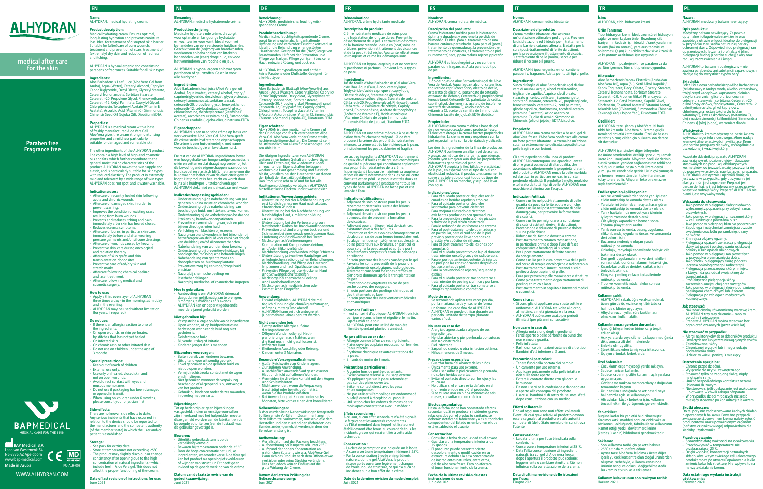# ALHYDRAN

**medical after care for the skin**

**Paraben free**
**Fragrance free**

BAPMEDICAL
MEDICAL CARE FOR THE SKIN

**BAP Medical B.V.**
Laan van Westenenk 64,
NL-7336 AZ Apeldoorn
www.bap-medical.com

CE MD

**Made in Aruba**

IFU-ALH-008

WWW.ALHYDRAN.COM

## EN

**Name:**
ALHYDRAN, medical hydrating cream.

**Product description:**
Medical hydrating cream. Ensures optimal, long-lasting hydration and prevents moisture loss. Ideal for treatment of disrupted skin barrier. Suitable for (after)care of burn wounds, treatment and prevention of scars, treatment of (extremely) dry skin and reduction of redness and itching.

ALHYDRAN is hypoallergenic and contains no parabens or fragrances. Suitable for all skin types.

**Ingredients:**
Aloe Barbadensis Leaf Juice (Aloe Vera Gel from Aruba), Aqua (Water), Cetearyl Alcohol, Caprylic/Capric Triglyceride, Decyl Oleate, Glyceryl Stearate, Cetearyl Isononanoate, Sorbitan Stearate, Ceteareth-20, Propylene Glycol, Phenoxyethanol, Ceteareth-12, Cetyl Palmitate, Caprylyl Glycol, Chlorphenesin, Tocopheryl Acetate (Vitamin E Acetate), Ascorbic Acid (Vitamin C), Simmondsia Chinensis Seed Oil (Jojoba Oil), Disodium EDTA.

**Properties:**
ALHYDRAN is a medical cream with a base of freshly manufactured Aloe Vera Gel. Aloe Vera gives the cream strong moisturising properties and a mildness particularly suitable for damaged and vulnerable skin.

The other ingredients of the ALHYDRAN product line contain a high level of high-end cosmetic oils and fats, which further contribute to the general moisturising characteristics of the product. ALHYDRAN makes the skin supple and elastic, and is particularly suitable for skin types with reduced elasticity. The product is extremely mild and tolerated by a wide range of skin types. ALHYDRAN does not spot, and is water-washable.

**Indications/uses:**
- Aftercare of recently healed skin following acute and chronic wounds.
- Aftercare of damaged skin, in order to prevent scarring.
- Improves the condition of existing scars resulting from burn wounds.
- Prevents and reduces itching and pain immediately after skin has healed closed.
- Reduces eczema symptoms.
- Aftercare of burns, in particular skin care, immediately before and after wearing pressure garments and/or silicone dressings.
- Aftercare of wounds caused by freezing.
- Preventive skin care during oncological and radiation therapy.
- Aftercare of skin grafts and skin transplantation donor sites.
- Preventive care of red/dry skin and stretch marks.
- Aftercare following chemical peeling and laser treatment.
- Aftercare following medical and cosmetic surgery.

**How to use:**
- Apply a thin, even layer of ALHYDRAN three times a day - in the morning, at midday and in the evening.
- ALHYDRAN may be used without limitation (for years, if required).

**Do not use:**
- If there is an allergic reaction to one of the ingredients.
- On open wounds, or skin perforated by stitches that has not yet healed.
- On infected skin.
- On chronic rash or other irritated skin.
- Do not use on children under the age of 3 months.

**Special precautions:**
- Keep out of reach of children.
- External use only.
- Use only on healed, closed skin and not on open wounds.
- Avoid direct contact with eyes and mucous membranes.
- Do not use if packaging has been damaged or opened in transit.
- When using on children under 6 months, please consult your physician first

**Side-effects:**
There are no known side effects to date. Any serious incidents that have occurred in relation to the device should be reported to the manufacturer and the competent authority (of the member state) in which the user and/or patient is established.

**Storage:**
- See pack for expiry date.
- Store at temperatures not exceeding 25°C.
- The product may slightly discolour or change consistency after opening due to the high concentration of natural ingredients - which include fresh, Aloe Vera gel. This does not affect the proper functioning of the cream.

**Date of last revision of instructions for use:**
June 2021

## NL

**Benaming:**
ALHYDRAN, medische hydraterende crème.

**Productbeschrijving:**
Medische hydraterende crème, die zorgt voor optimale en langdurige hydratatie en vochtverlies voorkomt. Ideaal voor het behandelen van een verstoorde huidbarrière. Geschikt voor de (na)zorg van brandwonden, voorkomen en behandelen van littekens, behandelen van (zeer) droge huid en voor het verminderen van roodheid en jeuk.

ALHYDRAN is hypoallergeen en bevat geen parabenen of geurstoffen. Geschikt voor alle huidtypen.

**Ingrediënten:**
Aloe Barbadensis leaf juice (Aloe Vera gel uit Aruba), Aqua (water), cetearyl alcohol, caprylic/capric triglyceride, decyloleaat, glycerylstearaat, cetearylisononanoaat, sorbitaanstearaat, ceteareth-20, propyleenglycol, fenoxyethanol, ceteareth-12, cetylpalmitaat, caprylyl glycol, chloorfenesine, tocoferylacetaat (vitamine E acetaat), ascorbinezuur (vitamine C), Simmondsia Chinensis zaadolie (Jojoba-olie), dinatrium-EDTA.

**Eigenschappen:**
ALHYDRAN is een medische crème op basis van vers verwerkte Aloe Vera Gel. Aloe Vera geeft de crème sterke hydraterende eigenschappen. De crème is zeer huidvriendelijk, met name voor de beschadigde en kwetsbare huid.

De rest van de ALHYDRAN ingrediënten bevat een hoog gehalte van hoogwaardige cosmetische oliën en vetten en dat draagt nog verder bij tot de bevochtigende eigenschappen waardoor de huid soepel en elastisch blijft, met name voor die huid waar het behoud van de elasticiteit gevaar loopt. Het product is heel zacht en wordt door bijna alle huidtypes uitstekend verdragen. ALHYDRAN vlekt niet en is afwasbaar met water.

**Indicaties/toepassingsgebieden:**
- Ondersteuning bij de nabehandeling van pas genezen huid na acute en chronische wonden.
- Ondersteuning bij de nabehandeling van beschadigde huid, om littekens te voorkomen.
- Ondersteuning bij de verbetering van bestaande littekens bij brandwondenpatiënten.
- Preventie en vermindering van jeuk en pijn bij een direct gesloten huid.
- Verlichting van klachten bij eczeem.
- Nazorg van brandwonden, in het bijzonder bij het verzorgen van de huid voor en na het dragen van drukkleding en/of siliconenverbanden.
- Nabehandeling van wonden door bevriezing.
- Ondersteuning bij preventieve huidzorg bij oncologische, radiologische behandelingen.
- Nabehandeling van geënte zones en donorplaatsen na huidtransplantatie.
- Preventieve zorg bij een rode/droge huid en striae.
- Nazorg bij chemische peelings en laserbehandelingen.
- Nazorg bij medische- of cosmetische ingrepen.

**Hoe te gebruiken:**
- Aanbeveling is om ALHYDRAN driemaal daags dun en gelijkmatig aan te brengen, 's morgens, 's middags en 's avonds.
- ALHYDRAN kan onbeperkt (gedurende meerdere jaren) gebruikt worden.

**Niet gebruiken bij:**
- Vastgestelde allergie op één van de ingrediënten.
- Open wonden, of op huidperforaties na hechtingen wanneer de huid nog niet gesloten is.
- Geïnfecteerde huid.
- Blijvende uitslag of irritatie.
- Kinderen jonger dan 3 maanden.

**Bijzondere voorzorgen:**
- Buiten bereik van kinderen bewaren.
- Uitsluitend voor uitwendig gebruik.
- Enkel gebruiken op de gesloten huid en niet op open wonden.
- Vermijd rechtstreeks contact met de ogen en slijmvliezen.
- Niet gebruiken wanneer de verpakking beschadigd of al geopend is bij ontvangst van het product.
- Gebruik bij kinderen onder de zes maanden, in overleg met een arts.

**Bijwerkingen:**
Tot op heden zijn er geen bijwerkingen vastgesteld. Indien er ernstige voorvallen zijn in verband met het hulpmiddel, moeten deze gemeld worden aan de fabrikant en de bevoegde autoriteiten (van de lidstaat) waar de gebruiker gevestigd is.

**Bewaren:**
- Uiterlijke gebruiksdatum is op de verpakking vermeld.
- Bewaren bij temperaturen onder de 25 °C.
- Door de hoge concentratie natuurlijke ingrediënten, waaronder verse Aloe Vera gel, kan het product na opening iets verkleuren of wijzigen van structuur. Dit heeft geen invloed op de goede werking van de crème.

**Datum van de laatste revisie van de gebruiksaanwijzing:**
Juni 2021

## DE

**Bezeichnung:**
ALHYDRAN, medizinische, feuchtigkeitsspendende Creme.

**Produktbeschreibung:**
Medizinische, feuchtigkeitsspendende Creme, sorgt für eine optimale, langanhaltende Hydrierung und verhindert Feuchtigkeitsverlust. Ideal für die Behandlung einer gestörten Hautbarriere. Geeignet für die (Nach)Sorge von Brandwunden. Hilft bei der Prävention und Pflege von Narben. Pflege von (sehr) trockener Haut, reduziert Rötung und Juckreiz.

ALHYDRAN ist hypoallergen und enthält keine Parabene oder Duftstoffe. Geeignet für alle Hauttypen.

**Ingredienzien:**
Aloe Barbadensis Blattsaft (Aloe-Vera-Gel aus Aruba), Aqua (Wasser), Cetearylalkohol, Caprylic/Capric Triglyceride, Decyloleat, Glycerylstearat, Cetearylisononanoat, Sorbitanstearat, Ceteareth-20, Propylenglykol, Phenoxyethanol, Ceteareth-12, Cetylpalmitat, Caprylylglykol, Chlorphenesin, Tocopherylacetat (Vitamin E-Acetat), Askorbinsäure (Vitamin C), Simmondsia Chinensis-Samenöl (Jojobaöl), Dinatrium EDTA.

**Eigenschaften:**
ALHYDRAN ist eine medizinische Creme auf der Grundlage von frisch verarbeitetem Aloe-Vera-Gel. Aloe Vera verleiht der Creme starke, hydrierende Eigenschaften. Die Creme ist sehr hautfreundlich, vor allem für beschädigte und sensible Haut.

Die übrigen Ingredienzien von ALHYDRAN weisen einen hohen Gehalt an hochwertigen Ölen und Fetten auf, die wiederum zu den anfeuchtenden Eigenschaften beitragen, wodurch die Haut geschmeidig und elastisch bleibt, vor allem bei den Hautpartien an denen der Erhalt der Elastizität gefährdet ist. Das Produkt ist sehr mild und für fast alle Hauttypen problemlos verträglich. ALHYDRAN hinterlässt keine Flecken und ist wasserlöslich.

**Indikationen/Anwendungsgebiete:**
- Unterstützung bei der Nachbehandlung von erst kürzlich genesener Haut nach akuten, chronischen Wunden.
- Unterstützung bei der Nachbehandlung von beschädigter Haut, um Narbenbildung zu vermeiden.
- Unterstützung bei der Verbesserung von bestehenden Narben bei Brandwundenpatienten.
- Prävention und Linderung von Juckreiz und Schmerzen bei einer gerade geschlossenen Haut.
- Linderung von Beschwerden bei Ekzem.
- Nachsorge nach Verbrennungen in Kombination mit Kompressionskleidung und/oder Silikonverbänden.
- Nachbehandlung von Wunden infolge Erfrierens.
- Unterstützung präventiver Hautpflege bei onkologischen, radiologischen Behandlungen.
- Nachbehandlung und Pflege der Haut von Impfzonen und nach Spalthautentnahme.
- Präventive Pflege bei roter/trockener Haut und Schwangerschaftsstreifen.
- Nachsorge bei chemischen Peelings und Laserbehandlungen.
- Nachsorge nach medizinischen oder kosmetischen Eingriffen.

**Anwendung:**
- Es wird empfohlen, ALHYDRAN dreimal täglich dünn und gleichmäßig aufzutragen, morgens, mittags und abends.
- ALHYDRAN kann zeitlich unbegrenzt (über mehrere Jahre) benutzt werden.

**Nicht anwenden bei:**
- Festgestellter Allergie auf eine der Ingredienzien.
- Offenen Wunden oder auf Hautperforierungen nach Nähten, wenn die Haut noch nicht geschlossen ist.
- Infizierter Haut.
- Bleibendem Ausschlag oder Reizung.
- Kindern unter 3 Monaten.

**Besondere Vorsorgemaßnahmen:**
- Außer Reichweite von Kindern lagern.
- Zur äußeren Anwendung.
- Ausschließlich anwenden auf geschlossener Haut und nicht auf offenen Wunden.
- Vermeiden Sie direkten Kontakt mit den Augen und Schleimhäuten.
- Nicht anwenden, wenn die Verpackung beschädigt oder bereits geöffnet ist, wenn Sie das Produkt erhalten.
- Bei Anwendung bei Kindern unter sechs Monaten, bitte vorher einen Arzt konsultieren.

**Nebenwirkungen:**
Bisher wurden keine Nebenwirkungen festgestellt. Sollten ernste Vorfälle im Zusammenhang mit dem Hilfsmittel vorkommen, müssen diese dem Hersteller und den zuständigen (Behörden des Bundeslandes) gemeldet werden, in dem der Benutzer ansässig ist.

**Aufbewahrung:**
- Verfallsdatum auf der Packung beachten.
- Aufbewahrung bei Temperaturen unter 25°C.
- Aufgrund der hohen Konzentration an natürlichen Zutaten, wie u. a. Aloe Vera-Gel, kann sich das Produkt nach dem Öffnen etwas verfärben oder seine Struktur verändern. Dies hat jedoch keinen Einfluss auf die gute Wirkung der Creme.

**Datum der letzten Prüfung der Gebrauchsanweisung:**
Juni 2021

## FR

**Dénomination:**
ALHYDRAN, crème hydratante médicale.

**Description du produit:**
Crème hydratante médicale de soins pour une hydratation de longue durée. Prévient le dessèchement de la peau et traite les désordres de la barrière cutanée. Idéale en (post)soins de brûlures, prévention et traitement des cicatrices et de la peau (très) sèche. Apaisante, elle atténue les rougeurs et calme les démangeaisons.

ALHYDRAN est hypoallergénique et ne contient ni parabènes ni parfums. Convient à tous types de peau.

**Ingrédients:**
Jus de feuille d'Aloe Barbadensis (Gel Aloe Vera d'Aruba), Aqua (Eau), Alcool cétéarylique, Triglycéride d'acide caprique et caprylique, Oléate de décyle, Stéarate de glycéryle, Isononanoate de cétéaryle, Stéarate de sorbitan, Cétéareth-20, Propylène glycol, Phénoxyéthanol, Cétéareth-12, Palmitate de cétyle, Caprylyl glycol, Chlorphénésine, Acétate de tocophéryle (Acétate de Vitamine E), Acide ascorbique (Vitamine C), Huile de pépin Simmondsia Chinensis (Huile de Jojoba), Disodium EDTA.

**Propriétés:**
ALHYDRAN est une crème médicale à base de gel d'Aloe Vera fraîchement préparé. L'Aloe Vera procure à la crème des propriétés hydratantes intenses. La crème est très bien tolérée par la peau, principalement les peaux abîmées et fragiles.

Les autres ingrédients d'ALHYDRAN contiennent un taux élevé d'huiles et de graisses cosmétiques de qualité supérieure qui contribuent également aux propriétés hydratantes de la crème. Ils permettent à la peau de maintenir sa souplesse et son élasticité notamment dans les cas où cette élasticité est en péril. Le produit est très doux et convient parfaitement à pratiquement tous les types de peau. ALHYDRAN ne tache pas et est lavable à l'eau.

**Indications/utilisations :**
- Adjuvant de soin postcure pour les peaux récemment cicatrisées suite à des lésions chroniques ou aiguës.
- Adjuvant de soin postcure pour les peaux abîmées, afin de prévenir la formation de cicatrices.
- Adjuvant pour améliorer l'état de cicatrices existantes dues à des brûlures.
- Prévention et diminution des démangeaisons et douleurs en cas de peau fermée immédiatement.
- Soulagement des symptômes en cas d'eczéma.
- Soins postérieurs aux brûlures, en particulier pour soigner la peau avant et après le port de vêtements compressifs et/ou de bandages en silicone.
- En soin postcure des lésions causées par le gel.
- Favorise les soins préventifs de la peau lors de traitements oncologiques, radiologiques.
- Traitement consécutif de zones greffées et d'endroits donneurs après la transplantation de peau.
- Prévention des vergetures en cas de peau sèche ou avec des rougeurs.
- En soin postcure des peelings chimiques et des traitements au laser.
- En soin postcure des interventions médicales et cosmétiques.

**Comment l'utiliser :**
- Il est conseillé d'appliquer ALHYDRAN trois fois par jour en couche fine et régulière, le matin, l'après-midi et le soir.
- ALHYDRAN peut être utilisé de manière illimitée (pendant plusieurs années).

**Ne pas utiliser en cas de :**
- Allergie connue à l'un de ses ingrédients.
- Plaies ouvertes ou plaies causées non fermées.
- Peau infectée.
- Érythème chronique et autres irritations de la peau.
- Enfants de moins de 3 mois.

**Précautions particulières:**
- À garder hors de portée des enfants.
- Exclusivement réservé à un usage externe.
- N'appliquer que sur la peau refermée et pas sur des plaies ouvertes.
- Éviter le contact direct avec les yeux et les muqueuses.
- Ne pas utiliser si l'emballage est endommagé ou déjà ouvert à réception du produit.
- Utilisation chez les enfants de moins de six mois après concertation avec un médecin.

**Effets secondaires :**
À ce jour, aucun effet secondaire n'a été signalé. Le fabricant et les autorités compétentes (de l'État membre) dans lequel l'utilisateur est établi devront être tenus au courant de tous les incidents graves qui seraient liés à cette aide technique.

**Conservation :**
- La date de péremption est indiquée sur la boîte.
- À conserver à une température inférieure à 25°C.
- Par la concentration élevée en ingrédients naturels, dont le gel Aloe Vera, le produit risque après ouverture légèrement changer de couleur ou de structure, ce qui n'a aucune incidence sur le bon effet de la crème.

**Date de la dernière révision du mode d'emploi :**
Juin 2021

## ES

**Nombre:**
ALHYDRAN, crema hidratante médica.

**Descripción del producto:**
Crema hidratante médica para la hidratación óptima y duradera, y previene la pérdida de humedad. Es ideal para el tratamiento de una barrera cutánea perturbada. Apta para el (post-) tratamiento de quemaduras, la prevención o el tratamiento de cicatrices, el tratamiento de piel (sumamente) seca, y para reducir rojeces y picazón.

ALHYDRAN es hipoalergénica y no contiene parabenos ni fragancias. Apta para todo tipo de piel.

**Ingredientes:**
Jugo de hojas de Aloe Barbadensis (gel de Aloe Vera de Aruba), Aqua (agua), alcohol cetearílico, triglicérido caprílico/cáprico, oleato de decilo, estearato de glicerilo, isononanoato de cetearilo, estearato de sorbitán, ceteareth-20, propilenglicol, fenoxietanol, ceteareth-12, palmitato de cetilo, caprilil glicol, clorfenesina, acetato de tocoferilo (acetato de vitamina E), ácido ascórbico (vitamina C), aceite de semilla de Simmondsia Chinensis (aceite de jojoba), EDTA disódico.

**Propiedades:**
ALHYDRAN es una crema médica a base de gel de aloe vera procesado como producto fresco. El aloe vera otorga a la crema fuertes propiedades hidratantes. La crema es muy respetuosa con la piel, especialmente con la piel dañada y delicada.

Los demás ingredientes de la línea de productos ALHYDRAN contienen un alto nivel de aceites y grasas cosméticas de alta gama, que además contribuyen a mejorar aún más las propiedades hidratantes generales del producto. ALHYDRAN propicia la flexibilidad y elasticidad de la piel, en especial para el tipo de piel con elasticidad reducida. El producto es sumamente suave y es tolerado por casi todos los tipos de piel. ALHYDRAN no mancha, y se puede lavar con agua.

**Indicaciones/usos:**
- Para el cuidado posterior de pieles recién curadas de heridas agudas y crónicas.
- Para el cuidado posterior de pieles lastimadas para prevenir cicatrices.
- Para mejorar el estado de cicatrices existentes producidas por quemaduras.
- Para la prevención y reducción de picazón y dolor de la piel recién cicatrizada.
- Para la reducción de los síntomas de eczema.
- Para el post-tratamiento de quemaduras y en particular, para el cuidado de la piel previo y posterior de llevar prendas de presión y/o apósitos de silicona.
- Para el post-tratamiento de lesiones por congelación.
- Para el cuidado preventivo de la piel durante tratamientos oncológicos y de radioterapia.
- Para el post-tratamiento posterior de injertos de piel y de las zonas donantes después de los trasplantes de piel.
- Para la prevención de rojeces/ sequedad y estrías.
- Para el cuidado posterior tras someterse a tratamientos de peeling químico y por láser.
- Para el cuidado posterior tras someterse a cirugías reparadoras o cosméticas.

**Modo de uso:**
- Se recomienda aplicar tres veces por día, por la mañana, tarde y noche, de forma uniforme una capa fina de ALHYDRAN.
- ALHYDRAN se puede utilizar durante un período ilimitado de tiempo (durante varios años).

**No usar en caso de:**
- Alergia diagnosticada a alguno de sus ingredientes.
- Heridas abiertas o piel perforada por suturas aún no cicatrizadas.
- Piel infectada.
- Sarpullido crónico u otra irritación cutánea.
- Niños menores de 3 meses.

**Precauciones especiales:**
- Guardar fuera del alcance de los niños.
- Únicamente para uso externo.
- Sólo usar sobre la piel cicatrizada y cerrada, no sobre heridas abiertas.
- Evitar el contacto directo con los ojos y las mucosas.
- No utilizar si el envase está dañado en el momento en que recibió el producto.
- Si se quiere usar en niños menores de seis meses, consultar con un médico.

**Efectos secundarios:**
Hasta la fecha, no se han constatado efectos secundarios. Si se producen incidentes graves relacionados con el producto sanitario, se deberán notificar al fabricante y a las autoridades competentes (del Estado miembro) en el que esté establecido el usuario.

**Conservación:**
- Consulte la fecha de caducidad en el envase.
- Guardar a una temperatura inferior a los 25 grados.
- El producto puede presentar cierto decoloramiento o modificación en su estructura debido a la alta concentración de ingredientes naturales, entre otros, gel de aloe vera fresca. Esto no alterará el buen funcionamiento de la crema.

**Fecha de la última revisión de estas instrucciones de uso:**
Junio de 2021

## IT

**Nome:**
ALHYDRAN, crema medica idratante.

**Descrizione del prodotto:**
Crema medica idratante, che assicura un'idratazione ottimale e prolungata. Previene la disidratazione ed è ideale per il trattamento di una barriera cutanea alterata. È adatta per la cura (post-trattamento) di ferite da ustioni, per la prevenzione e il trattamento di cicatrici, il trattamento di pelle (molto) secca e per ridurre il rossore e il prurito.

ALHYDRAN è ipoallergenica e non contiene parabeni o fragranze. Adatta per tutti i tipi di pelle.

**Ingredienti:**
Succo di foglie di Aloe Barbadensis (gel di aloe vera di Aruba), acqua, alcool cetilstearilico, trigliceride caprilico/caprico, decil oleato, stearato di glicerile, cetearil isononanoato, sorbitano stearato, ceteareth-20, propilenglicole, fenossietanolo, ceteareth-12, cetil palmitato, glicole caprilico, clorfenesina, tocoferil acetato (vitamina E acetato), acido ascorbico (vitamina C), olio di semi di Simmondsia Chinensis (olio di jojoba), EDTA bisodico.

**Proprietà:**
ALHYDRAN è una crema medica a base di gel di Aloe Vera fresca. L'Aloe Vera conferisce alla crema un forte potere idratante. La crema ha un'azione cutanea estremamente delicata, soprattutto su pelle fragile e con lesioni.

Gli altri ingredienti della linea di prodotti ALHYDRAN contengono una grande quantità di oli e grassi cosmetici di alta qualità, che accentuano ulteriormente le proprietà idratanti del prodotto. ALHYDRAN rende la pelle morbida ed elastica, in particolare nei casi in cui sta perdendo elasticità. Il prodotto è molto morbido e tollerato da tutti i tipi di pelle. ALHYDRAN non macchia e si elimina con l'acqua.

**Indicazioni/utilizzi:**
- Come ausilio nel post-trattamento di pelle guarita da poco da ferite acute e croniche.
- Come ausilio nel post-trattamento di pelle danneggiata, per prevenire la formazione di cicatrici.
- Come ausilio per migliorare la condizione di cicatrici esistenti derivanti da ustioni.
- Prevenzione e riduzione di prurito e dolore su una pelle chiusa.
- Riduzione del fastidio dovuto a eczema.
- Post-trattamento cutaneo post-ustione, in particolare prima e dopo l'uso di fasce compressive e bendaggi al silicone.
- Per il post-trattamento di ferite causate da congelamento.
- Come ausilio per la cura preventiva della pelle nel corso di terapie oncologiche e radioterapia.
- Post-trattamento di innesti cutanei e siti di prelievo dopo trapianti di pelle.
- Cura preventiva per pelle rossa/secca e striature.
- Come post-trattamento dopo trattamenti di peeling chimico e laser.
- Post-trattamento in seguito a interventi medici o cosmetici.

**Come si usa:**
- Si consiglia di applicare uno strato sottile e uniforme di ALHYDRAN tre volte al giorno, al mattino, a metà giornata e alla sera.
- ALHYDRAN può essere usato per periodi illimitati (per più anni consecutivi).

**Non usare in caso di:**
- Allergia nota a uno degli ingredienti.
- Ferite aperte o pelle perforata da punti che non è ancora guarita.
- Pelle infettata.
- Rash cronico o irritazioni cutanee di altro tipo.
- Bambini d'età inferiore ai 3 anni.

**Precauzioni particolari:**
- Tenere fuori dalla portata dei bambini.
- Unicamente per uso esterno.
- Applicare unicamente sulla pelle intatta e non sulle ferite aperte.
- Evitare il contatto diretto con gli occhi e le mucose.
- Da non usarsi se la confezione è danneggiata o aperta alla consegna del prodotto.
- Usare su bambini al di sotto dei sei mesi d'età dopo consultazione con un medico.

**Effetti collaterali:**
Fino ad oggi non sono noti effetti collaterali. Eventuali casi gravi relativi al prodotto devono essere segnalati al produttore e alle autorità competenti (dello Stato membro) in cui si trova l'utente.

**Conservazione:**
- La data ultima per l'uso è indicata sulla confezione.
- Conservare a temperature inferiori ai 25 °C.
- Data l'alta concentrazione di ingredienti naturali, tra cui gel di Aloe Vera fresca, dopo l'apertura il prodotto può scolorirsi leggermente o cambiare struttura. Ciò non influisce sulla corretta azione della crema.

**Data di ultima revisione delle istruzioni per l'uso:**
Giugno 2021

## TR

**İsim:**
ALHYDRAN, tıbbi hidrasyon kremi.

**Ürün Tanıtımı:**
Tıbbi hidrasyon kremi. İdeal, uzun süreli hidrasyon sağlar ve nem kaybını önler. Bozulmuş cilt bariyerinin tedavisi için idealdir. Yanık yaralarının bakımı (bakım sonrası), yaraların tedavisi ve önlenmesi, (aşırı) kuru cildin tedavisi ve kızarıklık ve kaşıntının azaltılması için uygundur.

ALHYDRAN hipoalerjeniktir ve paraben ya da parfüm içermez. Tüm cilt tiplerine uygundur.

**Bileşenler:**
Aloe Barbadensis Yaprak Ekstraktı (Aruba'dan Aloe Vera Jel), Aqua (Su), Setil Alkol, Kaprilik / Kaprik Trigliserit, Decyl Oleate, Gliseril Stearate, Setearil İzononanoat, Sorbitan Stearate, Ceteareth-20, Propilen Glikol, Fenoksietanol, Ceteareth-12, Cetyl Palmitate, Kaprilil Glikol, Klorfenesin, Tokoferil Asetat (E Vitamini Asetat), Askorbik Asit (C Vitamini), Simmondsia Chinensis Çekirdeği Yağı (Jojoba Yağı), Disodyum EDTA.

**Özellikler:**
ALHYDRAN taze işlenmiş Aloe Vera Jel bazlı tıbbi bir kremdir. Aloe Vera bu kreme güçlü nemlendirici etki katmaktadır. Özellikle hassas ve tahriş olmuş ciltler için bu krem son derece cilt dostudur.

ALHYDRAN içerisindeki diğer bileşenler ise ürüne nemlendirici özelliği iyice vurgulamak üzere yüksek kalitede kozmetik yağlar içerir. Böylece cilt esnekliğinin korunmasının tehlike altında olduğu durumlarda özellikle cildin yumuşak ve esnek kalmasını sağlar. Ürün çok yumuşaktır ve hemen hemen tüm cilt tipleri tarafından kolay tolere edilir. ALHYDRAN leke bırakmaz ve suyla yıkanabilir.

**Endikasyonlar/Aplikasyonlar:**
- Acil ve kronik yaralardan sonra yeni iyileşen cildin müteakip bakımında destek olarak.
- Yara izlerini önlemek amacıyla, hasar gören cildin müteakip bakımında destek olarak.
- Yanık hastalarında mevcut yara izlerinin iyileştirilmesinde destek olarak.
- Cilt iyileşip kapandıktan hemen sonra.
- Egzama şikayetlerini azaltır.
- Yanık sonrası bakımda, basınç uygulama, silikon bandajı uygulama öncesi ve sonrasında deri bakımı için.
- Buzlanma nedeniyle oluşan yaraların müteakip bakımında.
- Onkolojik, radyolojik tedavilerde önleyici cilt bakımında destek olarak.
- Deri greft uygulamalarının ve deri nakilleri sonrasındaki donör sahalarının tedavisi için.
- Kızarık/kuru cilt ve dendeki çatlaklar için önleyici bakımda.
- Kimyasal peeling ve lazer tedavilerinde müteakip bakımda.
- Tıbbi ve kozmetik müdahaleler sonrası müteakip bakımda.

**Kullanım şekli:**
- ALHYDRAN'ı sabah, öğle ve akşam olmak üzere günde üç kez ince, eşit bir tabaka halinde cildinize uygulayın.
- Alhydran uzun yıllar, süre kısıtlaması olmaksızın kullanılabilir.

**Kullanılmaması gereken durumlar:**
- İçerdiği bileşenlerden birine karşı tespit edilen alerji.
- Açık yaralarda veya cilt henüz kapanmadığında dikiş sonrası cilt delinmelerinde.
- Enfekte olmuş ciltte.
- Süreklilik arz eden tahriş veya irritasyonda.
- Üç ayın altındaki bebeklerde.

**Özel önlemler:**
- Çocukların erişemeyeceği yerde saklayın.
- Sadece haricen kullanılır.
- Sadece kapanmış ciltte kullanın, açık yaralara uygulamayın.
- Gözlerle ve mukoza membranlarıyla doğrudan temasından kaçının.
- Ürün teslim alındığında paket hasarlı veya halihazırda açık ise kullanmayın.
- Altı aylıktan küçük bebekler için, kullanım öncesi hekim ile görüşmeniz gerekmektedir.

**Yan etkiler:**
Bugüne kadar bir yan etki bildirilmemiştir. Yardımcı kalıtı maddesi sonucu ciddi vakalar söz konusu olduğunda, fabrika ile ve kullanıcının ikamet ettiği yetkili devlet mercilerine (kardeş ülkenin) bildirilmesi gerekmektedir.

**Saklama:**
- Son kullanma tarihi için pakete bakınız.
- 25°C altında muhafaza ediniz.
- Ayrıca taze Aloe Vera Jel olmak üzere diğer içerik yüksek konsantre olan doğal ürünlerden oluşması sebebiyle, kullanım esnasında ürünün rengi ve dokusu değişebilmektedir. Bu kremin etkisini asla etkilemez.

**Kullanım kılavuzunun son revizyon tarihi:**
Haziran 2021

## PL

**Nazwa:**
ALHYDRAN, medyczny balsam nawilżający.

**Opis produktu:**
Medyczny balsam nawilżający. Zapewnia optymalne i długotrwałe nawilżenie oraz zapobiega utracie wilgoci. Idealny do pielęgnacji w przypadku naruszenia naturalnej bariery ochronnej skóry. Odpowiedni do pielęgnacji ran oparzeniowych, leczenia i profilaktyki blizn, pielęgnacji suchej i bardzo suchej skóry oraz redukcji zaczerwienienia i swędu.

ALHYDRAN to balsam hipoalergiczny – nie zawiera parabenów ani substancji zapachowych. Nadaje się do wszystkich typów cery.

**Składniki:**
Sok z liści aloesu barbadoskiego (Aloe Barbadensis) (żel aloesowy z Aruby), woda, alkohol cetearylowy, trójglicerydy kaprylowo-kaprynowy, oleinian decylu, stearynian glicerolu, izononanian cetearylu, stearynian sorbitanu, Ceteareth-20, glikol propylenowy, fenoksyetanol, Ceteareth-12, palmitynian cetylu, glikol kaprylowy, chlorfenezyna, octan tokoferylu (octan witaminy E), kwas askorbinowy (witamina C), olej z nasion simmondsji kalifornijskiej (Simmondsia Chinensis) (olej jojoba), wersenian disodu.

**Właściwości:**
ALHYDRAN to krem medyczny na bazie świeżo wytworzonego żelu aloesowego. Aloes nadaje kremowi silne właściwości nawilżające. Krem jest bardzo przyjazny dla skóry, szczególnie dla uszkodzonej i wrażliwej skóry.

Pozostałe składniki preparatu ALHYDRAN zawierają wysoki poziom olejów i tłuszczów stosowanych do produkcji ekskluzywnych kosmetyków, co jeszcze bardziej przyczynia się do poprawy właściwości nawilżających preparatu. ALHYDRAN uelastycznia i ujędrnia skórę, co jest ważne w przypadku, gdy utrzymanie jej elastyczności jest zagrożone. Preparat jest bardzo delikatny i jest tolerowany przez prawie wszystkie rodzaje skóry. Preparat ALHYDRAN nie plami i jest zmywalny wodą.

**Wskazania do stosowania:**
- Jako pomoc w pielęgnacji skóry niedawno wyleczonej z poparzeń, przy ostrych ranach przewlekłych.
- Jako pomoc w pielęgnacji zniszczonej skóry, w celu uniknięcia powstania blizn.
- Jako pomoc w pielęgnacji blizn po poparzeniach.
- Zapobiega i natychmiast zmniejsza uczucie swędzenia oraz bólu po zamkniętych rany na skórze.
- Zmniejsza objawy egzemy.
- Pielęgnacja oparzeń, zwłaszcza pielęgnacja skóry tuż przed i po stosowaniu uciskowej odzieży i/ lub opaski silikonowych.
- Jako pomoc w pielęgnacji ran powstałych w przypadku przemarznięcia skóry.
- Jako środek pielęgnujący skórę podczas leczenia onkologicznego i radioterapii.
- Pielęgnacja przeszczepów skóry i miejsc, z których dawca oddał swoją skórę do przeszczepu.
- Profilaktyczna pielęgnacja skóry zaczerwienionej/suchej oraz rozstępów.
- Jako pomoc w pielęgnacji skóry poddanej peelingowi chemicznemu lub laserem.
- Pielęgnacja po zabiegach medycznych i kosmetycznych.

**Jak stosować:**
- Nakładać cienką, równomierną warstwę kremu ALHYDRAN trzy razy dziennie – rano, w południe i wieczorem.
- Preparat ALHYDRAN można stosować bez ograniczeń czasowych (przez wiele lat).

**Nie stosować w przypadku:**
- Alergii na którykolwiek ze składników produktu.
- Otwartych ran lub jeszcze niezagojonych szwów.
- Zainfekowanej skóry.
- Chronicznej wysypki lub innego rodzaju podrażnienia skóry.
- U dzieci w wieku poniżej 3 miesięcy.

**Ostrzeżenia specjalne:**
- Chronić przed dziećmi.
- Wyłącznie do użytku zewnętrznego.
- Stosować tylko na zagojoną skórę, nigdy na otwarte rany.
- Unikać bezpośredniego kontaktu z oczami i błonami śluzowymi.
- Nie stosować, jeśli opakowanie jest uszkodzone lub otwarte w chwili zakupu preparatu.
- W przypadku dzieci młodszych niż sześć miesięcy stosować po konsultacji z lekarzem.

**Skutki uboczne:**
Do tej pory nie zaobserwowano żadnych działań niepożądanych balsamu. Poważne przypadki związane ze stosowaniem kremu należy zgłosić producentowi oraz upoważnionym organom (państwa członkowskiego) odpowiednim dla siedziby użytkownika.

**Przechowywanie:**
- Sprawdzić datę ważności na opakowaniu.
- Przechowywać w temperaturze nie przekraczającej 25°C.
- Dzięki wysokiej koncentracji naturalnych składników, w tym świeżego żelu aloesowego, produkt może po otwarciu spowodować lekko zmienić kolor lub strukturę. Nie wpływa to na należyte działanie kremu.

**Data ostatniego wydania instrukcji użytkowania:**
Czerwiec 2021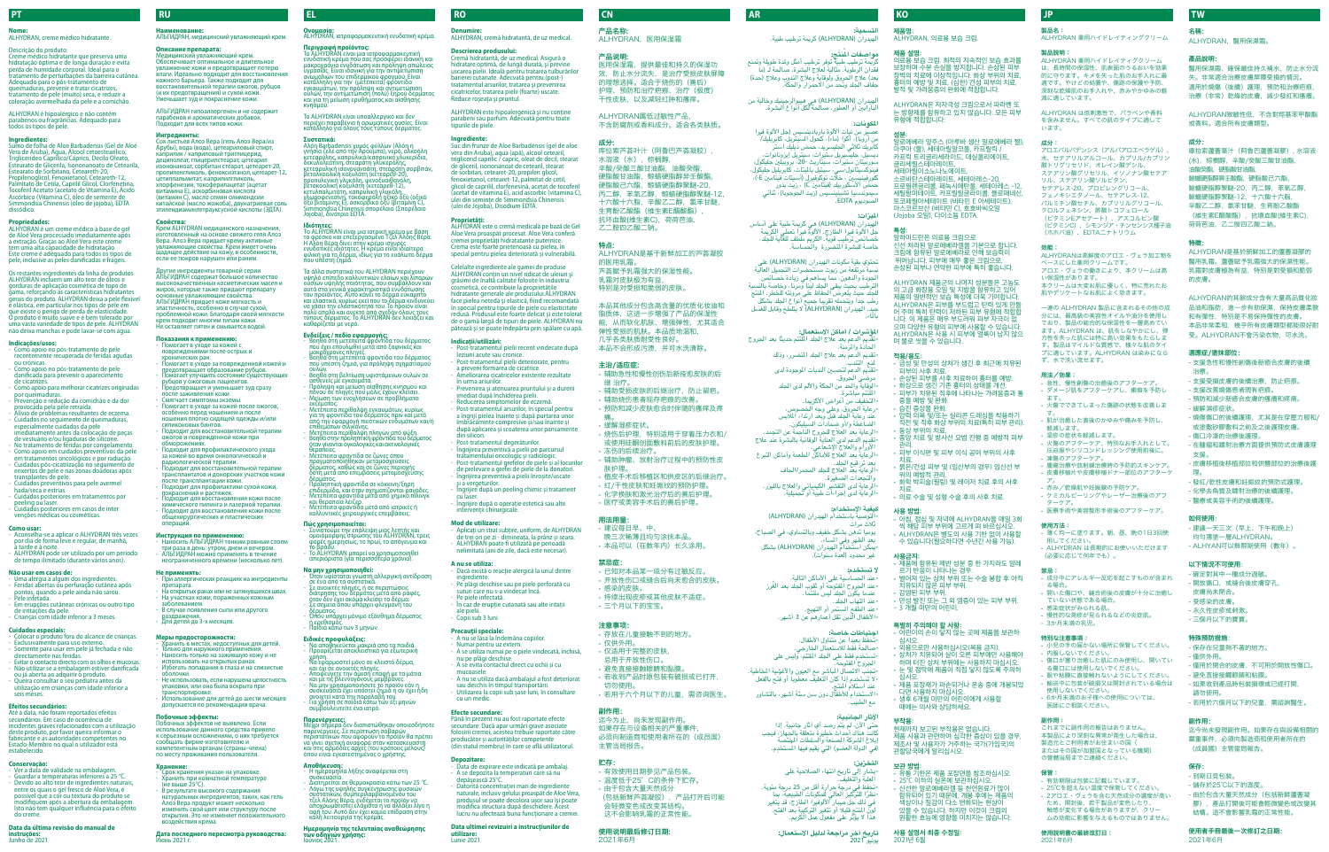# PT

**Nome:**
ALHYDRAN, creme médico hidratante.

**Descrição do produto:**
Creme médico hidratante que preserva uma hidratação ótima e de longa duração e evita perda de humidade corporal. Ideal para o tratamento de perturbações da barreira cutânea. Adequado para o pós-tratamento de queimaduras, prevenir e tratar cicatrizes, tratamento de pele (muito) seca, e reduzir a coloração avermelhada da pele e a comichão.

ALHYDRAN é hipoalérgico e não contém parabenos ou fragrâncias. Adequado para todos os tipos de pele.

**Ingredientes:**
Sumo de folha de Aloe Barbadensis (Gel de Aloe Vera de Aruba), Água, Álcool cetoestearílico, Triglicérido Caprílico/Cáprico, Decilo Oleato, Estearato de Glicerila, Isononanoato de Cetearila, Estearato de Sorbitana, Ceteareth-20, Propilenoglicol, Fenoxietanol, Ceteareth-12, Palmitato de Cetila, Caprilil Glicol, Clorfenesina, Tocoferol Acetato (acetato de Vitamina E), Ácido Ascórbico (Vitamina C), óleo de semente de Simmondsia Chinensis (óleo de jojoba), EDTA dissódico.

**Propriedades:**
ALHYDRAN é um creme médico à base de gel de Aloe Vera processado imediatamente após a extração. Graças ao Aloe Vera este creme tem uma alta capacidade de hidratação. Este creme é adequado para todos os tipos de pele, inclusive as peles danificadas e frágeis.

Os restantes ingredientes da linha de cosméticos ALHYDRAN incluem um alto teor de óleos e gorduras de aplicação cosmética de tipo de pele, reforçando as características hidratantes gerais do produto. ALHYDRAN deixa a pele flexível e elástica, em particular nos tipos de pele em que existe o perigo de perda de elasticidade. O produto é muito suave e é bem tolerado por uma vasta variedade de tipos de pele. ALHYDRAN não deixa manchas e pode lavar-se com água.

**Indicações/usos:**
- Como apoio no pós-tratamento de pele recentemente recuperada de feridas agudas ou crónicas.
- Como apoio no pós-tratamento de pele danificada para prevenir o aparecimento de cicatrizes.
- Como apoio para melhorar cicatrizes originadas por queimaduras.
- Prevenção e redução da comichão e da dor provocada pela pele retraída.
- Alívio de problemas resultantes de eczema.
- Cuidados no seguimento de queimaduras, especialmente cuidados da pele imediatamente antes da colocação de peças de vestuário e/ou ligaduras de silicone.
- No tratamento de feridas por congelamento.
- Como apoio em cuidados preventivos da pele em tratamentos oncológicos e por radiação.
- Cuidados pós-cicatrização no seguimento de enxertos de pele e nas zonas doadoras após transplantes de pele.
- Cuidados preventivos para pele avermelhada/seca e estrias.
- Cuidados posteriores em tratamentos por peeling ou laser.
- Cuidados posteriores em casos de intervenções médicas ou cosméticas.

**Como usar:**
- Aconselha-se a aplicar o ALHYDRAN três vezes por dia de forma leve e regular, de manhã, à tarde e à noite.
- ALHYDRAN pode ser utilizado por um período de tempo ilimitado (durante vários anos).

**Não usar em caso de:**
- Uma alergia a algum dos ingredientes.
- Feridas abertas ou perfuração cutânea após pontos, grampos e pele ainda não sanou.
- Pele inflamada.
- Em erupções cutâneas crónicas ou outro tipo de irritações da pele.
- Crianças com idade inferior a 3 meses.

**Cuidados especiais:**
- Colocar o produto fora do alcance de crianças.
- Exclusivamente para uso externo.
- Somente para usar em pele já fechada e não diretamente nas feridas.
- Evitar o contacto direto com os olhos e mucosas.
- Não utilizar se a embalagem estiver danificada ou já aberta ao adquirir o produto.
- Queira consultar o seu pediatra antes da utilização em crianças com idade inferior a seis meses.

**Efeitos secundários:**
Até à data, não foram reportados efeitos secundários. Em caso de ocorrência de incidentes graves relacionados com a utilização deste produto, por favor queira informar o fabricante e as autoridades competentes no Estado-Membro no qual o utilizador está estabelecido.

**Conservação:**
- Ver a data de validade na embalagem.
- Guardar a temperaturas inferiores a 25 °C.
- Devido ao alto teor de ingredientes naturais, entre os quais o gel fresco de Aloe Vera, é possível que a cor ou textura do produto se modifiquem após a abertura da embalagem. Isto não tem qualquer influência para o efeito do creme.

**Data da última revisão do manual de instruções:**
Junho de 2021

# RU

**Наименование:**
АЛЬГИДРАН, медицинский увлажняющий крем.

**Описание препарата:**
Медицинский увлажняющий крем. Обеспечивает оптимальное и длительное увлажнение кожи и предотвращает потерю влаги. Идеально подходит для восстановления кожного барьера. Также подходит для восстановительной терапии ожогов, рубцов (и их предотвращения) и сухой кожи. Уменьшает зуд и покраснение кожи.

АЛЬГИДРАН гипоаллергенен и не содержит парабенов и ароматических добавок. Подходит для всех типов кожи.

**Ингредиенты:**
Сок листьев Алоэ Вера (гель Алоэ Вера/из Арубы), вода (aqua), цетеариловый спирт, каприлик / каприловый триглицерид, децилолеат, глицерилстеарат, цетеарил изононаноат, сорбитан стеарат, цетеарет-20, пропиленгликоль, феноксиэтанол, цетеарет-12, цетилпальмитат, каприлилгликоль, хлорфенезин, токоферилацетат (ацетат витамина E), аскорбиновая кислота (витамин C), масло семян симмондсии китайской (масло жожоба), двунатриевая соль этилендиаминтетрауксусной кислоты (ЭДТА).

**Свойства:**
Крем АЛЬГИДРАН медицинского назначения, изготовленный на основе геля алоэ вера, обработанного сразу после экстракции. Благодаря алоэ вера этот крем обладает высокой увлажняющей способностью. Подходит для всех типов кожи, в том числе поврежденной и хрупкой.

Другие ингредиенты товарной линии АЛЬГИДРАН содержат большое количество высококачественных косметических масел и жиров, которые также придают препарату особые увлажняющие свойства. АЛЬГИДРАН делает кожу мягкой и эластичной, особенно в случае сухой, проблемной кожи. Благодаря своей мягкости крем подходит многим типам кожи. Не оставляет пятен и смывается водой.

**Показания к применению:**
- Помогает в уходе за кожей с повреждениями после острых и хронических ран.
- Помогает в уходе за поврежденной кожей и предотвращает образование рубцов.
- Помогает улучшить состояние существующих рубцов и ожоговых рубцов.
- Предотвращает и уменьшает зуд с болью.
- Смягчает симптомы экземы.
- Помогает в уходе за кожей после ожогов, особенно перед ношением и после ношения плотно сидящей одежды и/или силиконовых бинтов.
- Подходит для восстановительной терапии ожогов и поврежденной кожи при обморожениях.
- Подходит для профилактического ухода за кожей во время онкологической и радиологической терапии.
- Подходит для восстановления кожи после трансплантации и донорских участков кожи после трансплантации кожи.
- Подходит для профилактики сухой кожи, покраснений и растяжек.
- Подходит для восстановления кожи после химического пилинга и лазерной терапии.
- Подходит для восстановления кожи после общехирургических и пластических операций.

**Инструкция по применению:**
- Наносить АЛЬГИДРАН тонким ровным слоем три раза в день: утром, днем и вечером.
- АЛЬГИДРАН можно применять в течение неограниченного времени (несколько лет).

**Не применять:**
- При аллергических реакциях на ингредиенты препарата.
- На открытых ранах или не затянувшихся швах.
- На участках кожи, пораженных кожным заболеванием.
- В случае появления сыпи или другого раздражения.
- Для детей до 3-х месяцев.

**Меры предосторожности:**
- Хранить в местах, недоступных для детей.
- Только для наружного применения.
- Наносить только на заживший кожу и не использовать на открытых ранах.
- Избегать попадания в глаза и на слизистые оболочки.
- Не использовать, если нарушена целостность упаковки, или она была вскрыта при транспортировке.
- Использование для детей до шести месяцев допускается по рекомендации врача.

**Побочные эффекты:**
Побочные эффекты не выявлены. Если использование данного средства привело к серьезным осложнениям, о них требуется сообщить фирме-изготовителю и компетентным органам (стране-члена) по месту проживания пользователя.

**Хранение:**
- Срок хранения указан на упаковке.
- Хранить при комнатной температуре (не выше 25°C).
- В результате высокого содержания натуральных ингредиентов, таких, как гель Алоэ Вера продукт может несколько изменить свой цвет или структуру после открытия. Это не изменяет положительного воздействия крема.

**Дата последнего пересмотра руководства:**
Июнь 2021 г.

# EL

**Ονομασία:**
ALHYDRAN, ιατροφαρμακευτική ενυδατική κρέμα.

**Περιγραφή προϊόντος:**
Το ALHYDRAN είναι μια ιατροφαρμακευτική ενυδατική κρέμα που προσφέρει ιδανική και μακροχρόνια ενυδάτωση και πρόληψη απώλειας υγρασίας. Είναι ιδανική για την αντιμετώπιση ανωμαλιών του επιδερμικού φραγμού, είναι κατάλληλη για την (μετέπειτα) φροντίδα εγκαυμάτων, την πρόληψη και αντιμετώπιση ουλών, την αντιμετώπιση (πολύ) ξηρού δέρματος και για τη μείωση ερυθρότητας και φαγούρας (κνησμού).

Το ALHYDRAN είναι υποαλλεργικό και δεν περιέχει παραβένια ή αρωματικές ουσίες. Είναι κατάλληλο για όλους τους τύπους δέρματος.

**Συστατικά:**
Χυμός φύλλων Αλόης Barbadensis (Αλόη Βέρα γέλη από την Αρούμπα), νερό, αλκοόλη κετυλοστεατυλική, καπρυλικό/καπρικό τριγλυκερίδιο, δεκυλικό ελαϊκό, στεατικό γλυκερύλιο, κετεαρυλικό ισονονανοϊκό, στεατικό σορβιτάνιο, Ceteareth-20, προπυλενογλυκόλη, φαινοξυαιθανόλη, Ceteareth-12, παλμιτικό κετύλιο, καπρυλυλογλυκόλη, χλωροφαινεσίνη, οξικό τοκοφερόλη (οξικό άλας βιταμίνης E), ασκορβικό οξύ (βιταμίνη C), έλαιο σπόρων Simmondsia Chinensis (έλαιο jojoba), δινάτριο EDTA.

**Ιδιότητες:**
Το ALHYDRAN είναι μια ιατρική κρέμα με βάση το φρέσκο και επεξεργασμένο τζελ Αλόης Βέρα. Η Αλόη Βέρα δίνει στην κρέμα υψηλές ενυδατικές ιδιότητες. Η κρέμα είναι κατάλληλη για όλους τους τύπους δέρματος, ακόμη και για το ευαίσθητο δέρμα που υπέστη ζημιά.

Τα άλλα συστατικά του ALHYDRAN περιέχουν υψηλό επίπεδο καλλυντικών ελαίων και λιπαρών ουσιών, τα οποία ενισχύουν τις ενυδατικές ιδιότητες του προϊόντος. Αυτό κάνει το δέρμα ευλύγιστο και ελαστικό, κυρίως εκεί που το δέρμα κινδυνεύει να χάσει την ελαστικότητά του. Το προϊόν είναι πολύ απαλό και ανεκτό από σχεδόν όλους τους τύπους δέρματος. Το ALHYDRAN δεν λεκιάζει και καθαρίζεται με νερό.

**Ενδείξεις / πεδία εφαρμογής:**
- Βοηθά στη μετέπειτα φροντίδα του δέρματος που έχει επουλωθεί μετά από ξαφνικές και μακροχρόνιες πληγές.
- Βοηθά στη μετέπειτα φροντίδα του δέρματος που υπέστη ζημιά, για πρόληψη σχηματισμού ουλών.
- Βοηθά στη βελτίωση υφιστάμενων ουλών σε εγκαύματα και εγκαύματα.
- Πρόληψη και μείωση αίσθησης κνησμού και πόνου σε πάχος του δέρματος.
- Μείωση των ενοχλήσεων σε περιπτώσεις εκζέματος.
- Μετέπειτα περιποίηση εγκαυμάτων, κυρίως για την φροντίδα του δέρματος πριν και μετά από τη χρήση ενδυμάτων πίεσης και/ή επιθεμάτων σιλικόνης.
- Μετέπειτα περιποίηση κρυοπαγημάτων.
- Βοηθά στην προληπτική φροντίδα του δέρματος στην ογκολογική και ακτινοθεραπευτική θεραπεία.
- Μετέπειτα φροντίδα σε ζώνες όπου πραγματοποιήθηκαν μεταμοσχεύσεις δέρματος, καθώς και σε ζώνες δότη μετά από επεμβάσεις μεταμόσχευσης δέρματος.
- Προληπτική φροντίδα σε κόκκινο/ξηρό δέρμα και για την πρόληψη ραγάδων.
- Μετέπειτα φροντίδα μετά από χημικό πίλινγκ και θεραπεία λέιζερ.
- Μετέπειτα φροντίδα μετά από ιατρικές ή καλλυντικές χειρουργικές επεμβάσεις.

**Πώς χρησιμοποιείται:**
- Συνιστούμε την επάλειψη μιας λεπτής και ομοιόμορφης στρώσης του ALHYDRAN, τρεις φορές ημερησίως, το πρωί, το απόγευμα και το βράδυ.
- Το ALHYDRAN μπορεί να χρησιμοποιηθεί απεριόριστα (για περισσότερα χρόνια).

**Να μην χρησιμοποιείται:**
- Όταν υπάρχουν γνωστές αλλεργικές αντιδράσεις σε ένα από τα συστατικά.
- Σε ανοικτές πληγές, ή σε περιπτώσεις διάτρησης του δέρματος μετά από ράμματα, όταν δεν έχει ακόμα κλείσει το δέρμα.
- Σε σημεία όπου υπάρχει φλεγμονή του δέρματος.
- Όπου υπάρχει μόνιμο εξάνθημα δέρματος ή ερεθισμός.
- Παιδιά κάτω των 3 μηνών.

**Ειδικές προφυλάξεις:**
- Να φυλάσσεται μακριά από τα παιδιά.
- Προορίζεται αποκλειστικά για εξωτερική χρήση.
- Να εφαρμόζεται μόνο σε κλειστό δέρμα, και όχι σε ανοικτές πληγές.
- Αποφεύγετε την άμεση επαφή με τα μάτια και με τις βλεννογόνους μεμβράνες.
- Να μην χρησιμοποιείτε το προϊόν εάν η συσκευασία έχει υποστεί ζημιά ή αν έχει ήδη ανοιχθεί κατά την παραλαβή του.
- Για χρήση σε παιδιά κάτω των έξι μηνών συμβουλευτείτε ένα ιατρό.

**Παρενέργειες:**
Μέχρι σήμερα δεν διαπιστώθηκαν ανεπιθύμητες παρενέργειες. Σε περίπτωση σοβαρών περιστατικών που αφορούν το προϊόν θα πρέπει να γίνει άμεσης αναφοράς στον κατασκευαστή και στις αρμόδιες αρχές (του κράτους μέλους) όπου είναι εγκατεστημένος ο χρήστης.

**Αποθήκευση:**
- Η ημερομηνία λήξης αναγράφεται στη συσκευασία.
- Διατηρείται σε θερμοκρασία κάτω των 25 °C.
- Λόγω της υψηλής συγκέντρωσης φυσικών συστατικών, συμπεριλαμβανομένου του τζελ Αλόης Βέρα, ενδέχεται το χρώμα ή η υφή του προϊόντος να αλλάξει λίγο μετά το άνοιγμα. Αυτό δεν έχει καμία επίδραση στην αποτελεσματικότητα της κρέμας.

**Ημερομηνία της τελευταίας αναθεώρησης των οδηγιών χρήσης:**
Ιούνιος 2021

# RO

**Denumire:**
ALHYDRAN, cremă hidratantă, de uz medical.

**Descrierea produsului:**
Cremă hidratantă, de uz medical. Asigură o hidratare optimă, de lungă durată, și previne uscarea pielii. Ideală pentru tratarea tulburărilor barierei cutanate. Adecvată pentru (post-) tratamentul arsurilor, tratarea și prevenirea cicatricelor, tratarea pielii (foarte) uscate. Reduce roșeața și pruritul.

ALHYDRAN este hipoalergenică și nu conține parabeni sau parfum. Adecvată pentru toate tipurile de piele.

**Ingrediente:**
Suc din frunze de Aloe Barbadensis (gel de aloe vera din Aruba), apă (aqua), alcool cetearil, trigliceridă caprilic / capric, oleat de decil, stearat de glicerol, isononanoat de cetearil, stearat de sorbitan, ceteareth-20, propilen glicol, fenoxietanol, ceteareth-12, palmitat de cetil, glicol de caprilil, clorfenesină, acetat de tocoferil (acetat de vitamina E), acid ascorbic (vitamina C), ulei din semințe de Simmondsia Chinensis (ulei de Jojoba), Disodium EDTA.

**Proprietăți:**
ALHYDRAN este o cremă medicală pe bază de Gel Aloe Vera proaspăt procesat. Aloe Vera conferă cremei proprietăți hidratante puternice. Crema este foarte prietenoasă cu pielea, în special pentru pielea deteriorată și vulnerabilă.

Celelalte ingrediente ale gamei de produse ALHYDRAN conțin un nivel ridicat de uleiuri și grăsimi de înaltă calitate folosite în industria cosmetică, ce contribuie la proprietățile hidratante generale ale produsului ALHYDRAN face pielea netedă și elastică, fiind recomandată în special pentru tipurile de piele cu elasticitate redusă. Produsul este foarte delicat și este tolerat de o gamă largă de tipuri de piele. ALHYDRAN nu pătează și se poate îndepărta prin spălare cu apă.

**Indicații/utilizări:**
- Post-tratamentul pielii recent vindecate după leziuni acute sau cronice.
- Post-tratamentul pielii deteriorate, pentru a preveni formarea de cicatrice.
- Ameliorarea cicatricelor existente rezultate în urma arsurilor.
- Prevenirea și atenuarea pruritului și a durerii mediate dură încheierea pielii.
- Reducerea simptomelor de eczemă.
- Post-tratamentul arsurilor, în special pentru a îngriji pielea înainte și după purtarea unor îmbrăcăminte compresive și/sau înainte și după aplicarea și scoaterea unor pansamente din silicon.
- Post-tratamentul degerăturilor.
- Îngrijirea preventivă a pielii pe parcursul tratamentului oncologic și radiologic.
- Post-tratamentul grefelor de piele și al locurilor de prelevare a grefei de piele de la donatori.
- Îngrijirea preventivă a pielii înroșite/uscate și a vergeturilor.
- Post-tratamentul după un peeling chimic și tratament cu laser.
- Post-tratamentul după operații estetică sau alte intervenții chirurgicale.

**Mod de utilizare:**
- Aplicați un strat subțire, uniform, de ALHYDRAN de trei ori pe zi - dimineața, la prânz și seara.
- ALHYDRAN poate fi utilizată pe perioade nelimitată (ani de zile, dacă este necesar).

**A nu se utiliza:**
- Dacă există o reacție alergică la unul dintre ingrediente.
- Pe plăgi deschise sau pe piele perforată cu suturi care nu s-a vindecat încă.
- Pe piele infectată.
- În caz de erupții cutanate sau alte iritații ale pielii.
- Copii sub 3 luni.

**Precauții speciale:**
- A nu se lăsa la îndemâna copiilor.
- Numai pentru uz extern.
- A se utiliza numai pe o piele vindecată, închisă, nu pe plăgi deschise.
- A se evita contactul direct cu ochii și cu mucoasele.
- A nu se utiliza dacă ambalajul a fost deteriorat sau deschis în timpul transportării.
- Utilizarea la copii sub șase luni, în consultare cu un medic.

**Efecte secundare:**
Până în prezent nu au fost raportate efecte secundare. Dacă apar urmări grave asociate folosirii cremei, acestea trebuie raportate către producător și autoritățile competente (din statul membru) în care se află utilizatorul.

**Depozitare:**
- Data de expirare este indicată pe ambalaj.
- A se depozita la temperaturi care să nu depășească 25°C.
- Datorită concentrației mari de ingrediente naturale, inclusiv gelului proaspăt de Aloe Vera, produsul se poate decolora ușor sau își poate modifica structura după deschidere. Acest lucru nu afectează buna funcționare a cremei.

**Data ultimei revizuiri a instrucțiunilor de utilizare:**
Iunie 2021

# CN

**产品名称:**
ALHYDRAN，医用保湿霜

**产品说明:**
医用保湿霜，提供最佳和持久的保湿功效，防止水分流失。是治疗受损皮肤屏障的理想选择。适合于烧伤的（善后）护理、预防和治疗瘢痕、治疗（极度）干性皮肤，以及减轻红肿和瘙痒。

ALHYDRAN属低过敏性产品，不含防腐剂或香料成分。适合各类肤质。

**成分:**
库拉索芦荟汁汁（阿鲁巴芦荟凝胶），水溶液（水），鲸蜡醇，辛酸/癸酸三酸甘油酯，油酸癸酯，硬脂酸甘油酯，鲸蜡硬脂醇异壬酸酯，硬脂酸山梨坦，鲸蜡硬脂醇聚醚-20，丙二醇，苯氧乙醇，鲸蜡硬脂醇聚醚-12，十六烷十六酯，辛酰乙二醇，氯苯甘醚，生育酚乙酸酯（维生素E醋酸酯），抗坏血酸（维生素C），荷荷巴油，乙二胺四乙酸二钠。

**特点:**
ALHYDRAN是基于新鲜加工的芦荟凝胶的医用乳霜。

芦荟配方具有强大的保湿性能。乳霜对皮肤极为有益，特别是对受损和脆弱的皮肤。

本品其他成分包含高含量的优质化妆油和脂肪体，这进一步增强了产品的保湿性能。使皮肤柔软、增强弹性，尤其适合弹性受损的肌肤。本品质地温和，几乎各类肤质都受性良好。本品不会形成污渍，并可水洗清除。

**主治/适应症:**
- 辅助急性和慢性伤的后新愈愈皮肤的后续护理。
- 辅助受损皮肤的后续治疗，防止疤痕。
- 辅助烧伤患者现存疤痕的改善。
- 预防和减少皮肤卷曲时伴随的瘙痒及疼痛。
- 缓解湿疹症状。
- 烧伤后护理，特别适用于穿着压力衣和/或使用硅胶敷料前后的皮肤护理。
- 冻伤的后续治疗。
- 辅助肿瘤、放射治疗过程中的预防性皮肤护理。
- 植皮手术后移植部和供皮区的后续治疗。
- 红/干性皮肤和妊娠纹的预防护理。
- 化学换肤和激光治疗后的养后护理。
- 医疗或美容手术后的善后护理。

**用法用量:**
- 建议每日早、中、晚三次涂薄且均匀涂抹本品。
- 本品可以（在数年内）长久涂用。

**禁忌症:**
- 已知对本品某一成分有过敏反应。
- 开放性伤口或缝合后尚未愈合的皮肤。
- 感染的皮肤。
- 持续出现皮疹或其他皮肤不适者。
- 三个月以下的宝宝。

**注意事项:**
- 存放在儿童接触不到的地方。
- 仅供外用。
- 仅适用于完整的皮肤，非用于开放性伤口。
- 避免直接接触眼睛和黏膜。
- 若收到产品时包装破损或已打开，切勿使用。
- 若用于六个月以下的儿童，需咨询医生。

**副作用:**
迄今为止，尚未发现副作用。
如果产生与这类相关的严重事件，必须向制造商和使用者所在的（成员国）主管当局报告。

**贮存:**
- 有效使用日期参见产品包装。
- 温度低于25 °C的条件下贮存。
- 由于包含大量天然成分（包括新鲜芦荟凝胶），产品打开后可能会轻微变色或改变其结构。这不会影响乳霜的正常性能。

**使用说明最后修订日期:**
2021年6月

# AR

**التسمية:**
الهيدران (ALHYDRAN) كريمة ترطيب طبية.

**مواصفات المنتج:**
كريمة طبية مرطبة توفر ترطيب أمثل وطويلة الأمد وتمنع فقدان الرطوبة. مثالية لعلاج اضطرابات الحاجز الجلدي. مناسبة لـ(ما بعد) علاج الحروق والوقاية وعلاج الندوب وعلاج (جدا) جفاف البشرة، كما يقلل من احمرار وحكة الجلد.

الهيدران (ALHYDRAN) هي ميوالرجينيك وخالية من البارابين أو العطور. صالحة لكل أنواع البشرة.

**المكونات:**
عصير من نبات الألوة باربادنسيس (جل الألوة فيرا من أروبا)، أكوا (ماء)، كحول السيتيريل، كابريليك/كابريك تريغليسريد، ديسيل أوليت، ستيرات الغليسيريل، إيزونونانوات السيتيريل، ستيرات السوربيتان، سيتيريث-20، بروبيلين جليكول، فينوكسي إيثانول، سيتيريث-12، بالميتات السيتيل، كابريليل جليكول، كلورفينيسين، أسيتات توكوفيريل (أسيتات فيتامين E)، حمض الأسكوربيك (فيتامين C)، زيت بذور سيمونسيا شينينسيس (زيت الجوجوبا)، ثنائي صوديوم EDTA.

**الميزات:**
الهيدران (ALHYDRAN) هي كريمة طبية على أساس جل الألوة فيرا الطازج. الألوة فيرا تعطي الكريمة خصائص ترطيب قوية. الكريم لطيف للغاية للجلد، خاصة البشرة المتضررة والحساسة.

تحتوي بقية مكونات الهيدران (ALHYDRAN) على مستوى عال من الزيوت والدهون التجميلية العالية الجودة والتي تعزز خصائص الترطيب العامة للمنتج. الهيدران (ALHYDRAN) يجعل الجلد مرنًا وناعمًا، خاصة في أنواع البشرة التي تكون في خطر فقدان مرونتها. المنتج لطيف جدًا ويتحمله مجموعة كبيرة من أنواع البشرة. الهيدران (ALHYDRAN) لا يترك بقعًا ويمكن إزالته بالماء.

**المؤشرات / أماكن الاستعمال:**
- تقديم الدعم بعد علاج الجلد الذي شفي حديثًا بعد الجروح الحادة والمزمنة.
- تقديم الدعم بعد علاج الجلد المتضرر، وذلك لمنع الندوب.
- تقديم الدعم لتحسين الندبات الموجودة لدى مرضى الحروق.
- الوقاية والحد من الحكة والألم لدى الجلد المتشنج.
- الحد من أعراض الإكزيما.
- رعاية الحروق، وعلى وجه الخصوص، رعاية الجلد قبل وبعد ارتداء الملابس الضاغطة و/أو ضمادات السيليكون.
- العلاج بعد التعرض للصقيع.
- تقديم الدعم في العناية الوقائية بالبشرة عند علاج الأورام والعلاج الإشعاعي.
- العناية بعد العلاج للمناطق المانحة وأماكن زرع الجلد بعد ترقيع الجلد.
- العناية الوقائية للبشرة الحمراء/الجافة وعلامات التمدد.
- العناية بعد التقشير الكيميائي والعلاج بالليزر.
- العناية بعد التدخلات الطبية أو التجميلية.

**كيفية الاستخدام:**
- الهيدران (ALHYDRAN) يُدهن بطبقة رقيقة بالتساوي ثلاث مرات في اليوم، في الصباح، بعد الظهر وفي المساء.
- يمكن استخدام الهيدران (ALHYDRAN) لفترة غير محدودة (عدة سنوات).

**لا تستخدم في حالة:**
- عند حساسية لأحد المكونات.
- في حالة الجروح المفتوحة أو ثقوب الجلد بعد الغرز عندما يكون الجلد ليس مغلقًا.
- عند التهاب الجلد.
- عند الطفح الجلدي المستمر أو التهيج.
- الأطفال الذين تقل أعمارهم عن 3 أشهر.

**احتياطات خاصة:**
- تحفظ بعيدًا عن متناول الأطفال.
- للاستخدام الخارجي فقط.
- تستخدم فقط على الجلد المغلق، وليس على الجروح المفتوحة.
- تجنب الاتصال المباشر مع العينين والأغشية المخاطية.
- لا تستخدم المنتج إذا كانت العبوة تالفة أو فتحت بالفعل عند استلام المنتج.
- عند الاستخدام للأطفال دون سن ستة أشهر، بالتشاور مع الطبيب.

**الآثار الجانبية:**
حتى الآن لم يتم رصد أي آثار جانبية. إذا حدثت أي حوادث خطيرة متعلقة بالمنتج، فيجب الإبلاغ عنها إلى الشركة المصنعة والسلطات المختصة (في الدولة العضو) التي يقيم فيها المستخدم.

**التخزين:**
- ينظر إلى تاريخ انتهاء الصلاحية على العبوة.
- يحفظ في درجة حرارة أقل من 25 درجة مئوية.
- نظرًا لاحتوائه على نسبة عالية من المكونات الطبيعية، بما في ذلك جل الألوة فيرا الطازج، فقد يتغير لون المنتج أو بنيته قليلًا بعد الفتح. هذا لا يؤثر على فعالية الكريم.

**تاريخ آخر مراجعة لدليل الاستعمال:**
يونيو 2021

# KO

**제품명:**
ALHYDRAN, 의료용 보습 크림.

**제품 설명:**
의료용 보습 크림, 최적의 지속적인 보습 효과를 보장하며 수분 손실을 방지합니다. 손상된 피부 장벽의 치료에 이상적입니다. 화상 부위의 치료, 흉터의 예방 및 치료, (심한) 건성 피부의 치료, 발적 및 가려움증의 완화에 적합합니다.

ALHYDRAN은 저자극성 크림으로서 파라벤 또는 방향제를 함유하고 있지 않습니다. 모든 피부 유형에 적합합니다.

**성분:**
알로에베라 잎주스 (아루바 생산 알로에베라 젤), 아쿠아 (물), 세테아릴알코올, 카프릴릭/카프릭트리글리세라이드, 데실올레이트, 글리세릴스테아레이트, 세테아릴아이소노나노에이트, 소르비탄스테아레이트, 세테아레스-20, 프로필렌글라이콜, 페녹시에탄올, 세테아레스-12, 세틸팔미테이트, 카프릴릴글라이콜, 클로르페네신, 토코페릴아세테이트 (비타민 E 아세테이트), 아스코르빈산 (비타민 C), 호호바씨오일 (Jojoba 오일), 다이소듐 EDTA.

**특성:**
알하이드란은 의료용 크림으로 신선 처리된 알로에베라 젤을 기본으로 합니다. 크림에 함유된 알로에베라로 인해 보습력이 뛰어납니다. 피부에 매우 좋은 크림으로 손상된 피부나 연약한 피부에 특히 좋습니다.

ALHYDRAN 제품군의 나머지 성분들은 고농도의 고급 화장용 오일 및 지방을 함유하고 있어 제품의 전반적인 보습 특성을 더욱 강화합니다. 다시 ALHYDRAN은 피부를 부드럽고 탄력 있게 만들어 주며 특히 탄력이 저하된 피부 유형에 적합합니다. 이 제품은 매우 부드러워 피부 자극이 거의 없어 다양한 유형의 피부에 사용할 수 있습니다. ALHYDRAN은 자국을 남기지 않으며 물로 씻어낼 수 있습니다.

**적응/효능:**
- 급성 및 만성의 상처가 생긴 후 최근에 치유된 피부의 사후 처리.
- 손상된 피부를 사후 치료하여 흉터를 예방.
- 화상으로 생긴 기존 흉터의 상태를 개선.
- 압력 의복 및/또는 실리콘 드레싱을 착용하기 전과 착용 후 화상 피부 치료(특히 피부 관리).
- 동상 부위의 치료.
- 종양 치료 및 방사선 치료 중 피부의 예방적 관리.
- 피부 이식편 및 피부 이식 공여 부위의 사후 치료.
- 붉은/건성 피부 및 (임신부의) 튼살 예방 관리.
- 화학 박피술(필링) 및 레이저 치료 후의 사후 관리.
- 의료 수술 및 성형 수술 후의 사후 관리.

**사용 방법:**
- 아침, 점심 및 저녁에 ALHYDRAN를 매일 3회 씩 얇게 피부 부위에 고르게 펴 바릅니다.
- ALHYDRAN은 별도의 사용 기한 없이 사용할 수 있습니다(필요하다면 수년간 사용 가능).

**사용금지:**
- 제품의 함유된 재료 성분 중 한 가지라도 알레르기 반응이 나타나는 경우.
- 봉합 후 상처가 아직 닫히지 않은 수술 봉합 후 아직 치유되지 않은 피부 부위.
- 감염된 피부 부위.
- 만성 발진 또는 그 외 염증이 있는 피부 부위.
- 3 개월 미만의 어린이.

**특별히 주의해야 할 사항:**
- 어린이의 손이 닿지 않는 곳에 제품을 보관하십시오.
- 외용으로만 사용하십시오(외부 사용).
- 치유된 피부에만 사용하고 개방된 상처에는 사용하지 마십시오.
- 눈 및 점막에 직접적인 접촉을 피하십시오.
- 제품 포장재가 파손되거나 운송 중에 개봉된 제품은 사용하지 마십시오.
- 생후 6개월 미만의 유아에게 사용할 때에는 의사와 상담하세요.

**부작용:**
현재까지 보고된 부작용은 없습니다. 제품 사용과 관련하여 심각한 중상이 있을 경우, 제조사 및 사용자가 거주하는 국가(기업국)의 관할당국에게 알려야 합니다.

**보관 방법:**
- 유통기한은 제품 포장에 표시됩니다.
- 25°C 이하의 온도에 보관하십시오.
- 신선한 알로에베라젤 등 천연원료가 많이 함유되어 있기 때문에, 개봉 후에는 제품의 색상이나 구조가 약간 변할 수 있습니다. 하지만 이것이 크림의 효능에 영향을 미치지는 않습니다.

**사용 설명서 최종 수정일:**
2021년 6월

# JP

**製品名:**
ALHYDRAN 薬用ハイドレイティングクリーム

**製品説明:**
ALHYDRANは、長時間の保湿性、肌表面のうるおいを効果的に守ります。キメを失った肌のお手入れに最適です。やけどの跡部や、傷跡の保護や予防、深刻な乾燥肌のお手入れや、赤みやかゆみの緩和に適しています。

ALHYDRAN は低刺激性で、パラベンや香料を含みません。すべての肌のタイプに適しています。

**成分:**
アロエバルバデンシス（アルバアロエベラ）、水、セテアリルアルコール、カプリル/カプリン酸トリグリセリド、オレイン酸デシル、ステアリン酸グリセリル、イソノナン酸セテアリル、ステアリン酸ソルビタン、セテアレス-20、プロピレングリコール、フェノキシエタノール、セテアレス-12、パルミチン酸セチル、カプリリルグリコール、クロルフェネシン、酢酸トコフェロール（ビタミンEアセテート）、アスコルビン酸（ビタミンC）、シモンジア・チネンシス種子油（ホホバ油）、EDTAニナトリウム

**特徴:**
ALHYDRANは新鮮なアロエ・ヴェラ加工物をベースとした薬用クリームです。
アロエ・ヴェラの働きにより、本クリームは高い保湿性があります。
本クリームは大変お肌に優しく、特に荒れたお肌やデリケートなお肌に適しています。

一連の ALHYDRAN 製品に含まれるその他の成分には、最高級の美容用オイルや油分を使用しており、製品の総合的な保湿性を一層高めています。ALHYDRAN は、肌をしなやかにし、弾力性を失った肌には特に高い効果をもたらします。製品はマイルドな刺激で、幅広い肌のタイプに適しています。ALHYDRAN はあとも残らず、水で洗い流せます。

**用法／効果:**
- 急性、慢性創傷の治癒後のアフターケア。
- ダメージ肌をアフターケアし、瘢痕を予防します。
- 火傷でできてしまった傷跡の状態を改善します。
- 肌が治療した直後のかゆみや痛みを予防し、軽減します。
- 湿疹の症状を軽減します。
- 火傷のアフターケア、特に加圧衣料および／またはシリコンドレッシングの着用前後の肌のケアに。
- 凍傷のアフターケア。
- 腫瘍治療や放射線治療の際の予防的スキンケア。
- 皮膚移植や皮膚移植ドナー部位のアフターケア。
- 赤み／乾燥肌や妊娠線の予防ケア。
- ケミカルピーリングやレーザー治療後のアフターケア。
- 医療手術や美容整形手術後のアフターケア。

**使用方法:**
- 一日３回薄く均一に塗布してください。朝、昼、夜の1日3回使用してください。
- ALHYDRAN は期限なしにお使いいただけます（必要に応じて何年でも）。

**禁忌:**
- 成分中にアレルギー反応を起こすものがある場合。
- 開いた傷口や、縫合術後の皮膚がまだ十分に治癒していない状態である場合。
- 感染症状がみられる肌。
- 慢性的な発疹が見られるなどの皮膚症。
- 3か月未満の乳児。

**特別な注意事項:**
- 小児の手の届かない場所に保管してください。
- 内服しないでください。
- 傷口が塞がった後に肌にのみ使用し、開いている傷口にはお使いにならないでください。
- 眼や粘膜に直接触れないようにしてください。
- 輸送中に包装が破損又は開封されている場合は使用しないでください。
- 6か月未満の子供への使用については、医師にご相談ください。

**副作用:**
これまでに副作用の報告はありません。
本製品により深刻な異常が発生した場合は、製造元とご利用者がお住まいの国（加盟国）の管轄当局にご連絡ください。

**保管:**
- 有効期限は包装に記載しています。
- 25℃を超えない温度で保管してください。
- 生アロエ・ヴェラをはじめ天然成分を多く含んでいるため、開封後、若干製品の色や触感が変化する場合がありますが、クリームの効能には影響ありません。

**使用説明書の最終改訂日:**
2021年6月

# TW

**名稱:**
ALHYDRAN，醫用保濕霜。

**產品說明:**
醫用保濕霜，確保最佳持久補水，防止水分流失。非常適合治療皮膚屏障受損的情況。
適用於燒傷（後續）護理，預防和治療疤痕，治療（非常）乾燥的皮膚，減少發紅和瘙癢。

ALHYDRAN敏感性低，不含對羥基苯甲酸酯或香料。適合所有皮膚類型。

**成分:**
庫拉索蘆薈葉汁（阿魯巴蘆薈凝膠），水溶液（水），鯨蠟醇，辛酸/癸酸三酸甘油酯，油酸癸酯，硬脂酸甘油酯，
鯨蠟硬脂醇異壬酸酯，硬脂酸山梨坦，
鯨蠟硬脂醇聚醚-20，丙二醇，苯氧乙醇，鯨蠟硬脂醇聚醚-12，十六酸十六酯，
辛酰乙二醇，氯苯甘醚，生育酚乙酸酯（維生素E醋酸酯），抗壞血酸（維生素C），荷荷巴油，乙二胺四乙酸二鈉。

**特徵:**
ALHYDRAN是基於新鮮加工的蘆薈凝膠的醫用乳霜。蘆薈賦予乳霜強大的保濕性能。
乳霜對皮膚極為有益，特別是對受損和脆弱的皮膚。

ALHYDRAN的其餘成分含有大量高品質化妝品油和脂肪，進一步增強保濕，保持皮膚柔軟和有彈性，特別是不易保持彈性的皮膚。
本品非常柔和，幾乎所有皮膚類型都能良好耐受。ALHYDRAN不會污染皮膚，可水洗。

**適應症/適用範圍:**
- 支援急性和慢性創傷後新癒合皮膚的後續治療。
- 支援受損皮膚的後續治療，防止疤痕。
- 支援改善燒傷患者現有疤痕。
- 預防和減少皮膚收縮時的癢和疼痛。
- 緩解濕疹症狀。
- 燒傷後的護理，尤其是在穿壓力服和/或使用矽膠敷料前後的皮膚護理。
- 凍傷的後續治療。
- 在腫瘤和輻射治療方面提供預防性皮膚護理支援。
- 皮膚移植後移植部位和供體部位的後續護理。
- 發紅/乾性皮膚和妊娠紋的預防性護理。
- 化學去角質及鐳射治療後的後續護理。
- 醫療或美容手術的後續護理。

**如何使用:**
- 建議一天三次（早上，下午和晚上）均勻薄塗一層ALHYDRAN。
- ALHYDRAN可以無期限使用（數年）。

**以下情況不可使用:**
- 確定對其中一種成分過敏。
- 開放傷口，或縫合後皮膚穿孔。
- 皮膚有炎症時。
- 受感染的皮膚。
- 永久性皮膚或刺激。
- 三個月以下的寶寶。

**特殊預防措施:**
- 保存在兒童無法觸及的地方。
- 僅供外用。
- 僅用於完整的皮膚，不可用於開放性傷口。
- 避免直接接觸眼睛和黏膜。
- 如果收到產品時包裝損壞或已經打開，請勿使用。
- 若用於六個月以下的兒童，需諮詢醫生。

**副作用:**
迄今為止尚未發現副作用。如果存在與此類產品相關的嚴重事件，必須向製造商和使用者所在的（成員國）主管當局報告。

**保存:**
- 到期日見包裝。
- 儲存於25°C以下的溫度。
- 由於包含大量天然成分（包括新鮮蘆薈凝膠），產品打開後可能會輕微變色或改變其結構。這不會影響乳霜的正常性能。

**使用者手冊最後一次修訂日期:**
2021年6月